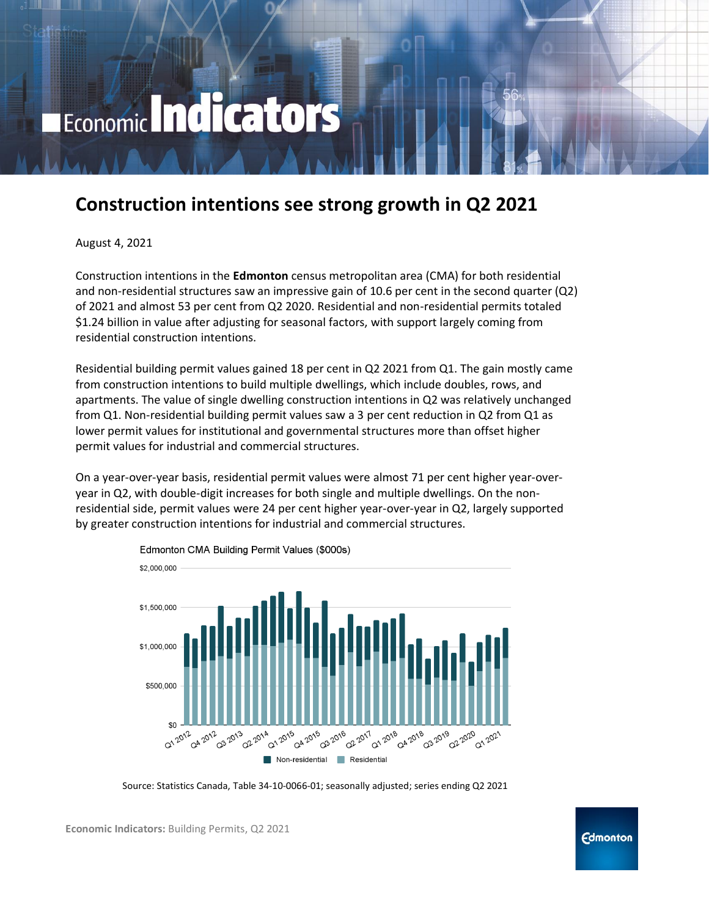Economic **Indicators**

# Construction intentions see strong growth in Q2 2021

August 4, 2021

Construction intentions in the **Edmonton** census metropolitan area (CMA) for both residential and non-residential structures saw an impressive gain of 10.6 per cent in the second quarter (Q2) of 2021 and almost 53 per cent from Q2 2020. Residential and non-residential permits totaled $1.24 billion in value after adjusting for seasonal factors, with support largely coming from residential construction intentions.

Residential building permit values gained 18 per cent in Q2 2021 from Q1. The gain mostly came from construction intentions to build multiple dwellings, which include doubles, rows, and apartments. The value of single dwelling construction intentions in Q2 was relatively unchanged from Q1. Non-residential building permit values saw a 3 per cent reduction in Q2 from Q1 as lower permit values for institutional and governmental structures more than offset higher permit values for industrial and commercial structures.

On a year-over-year basis, residential permit values were almost 71 per cent higher year-over-year in Q2, with double-digit increases for both single and multiple dwellings. On the non-residential side, permit values were 24 per cent higher year-over-year in Q2, largely supported by greater construction intentions for industrial and commercial structures.

Edmonton CMA Building Permit Values ($000s)

Source: Statistics Canada, Table 34-10-0066-01; seasonally adjusted; series ending Q2 2021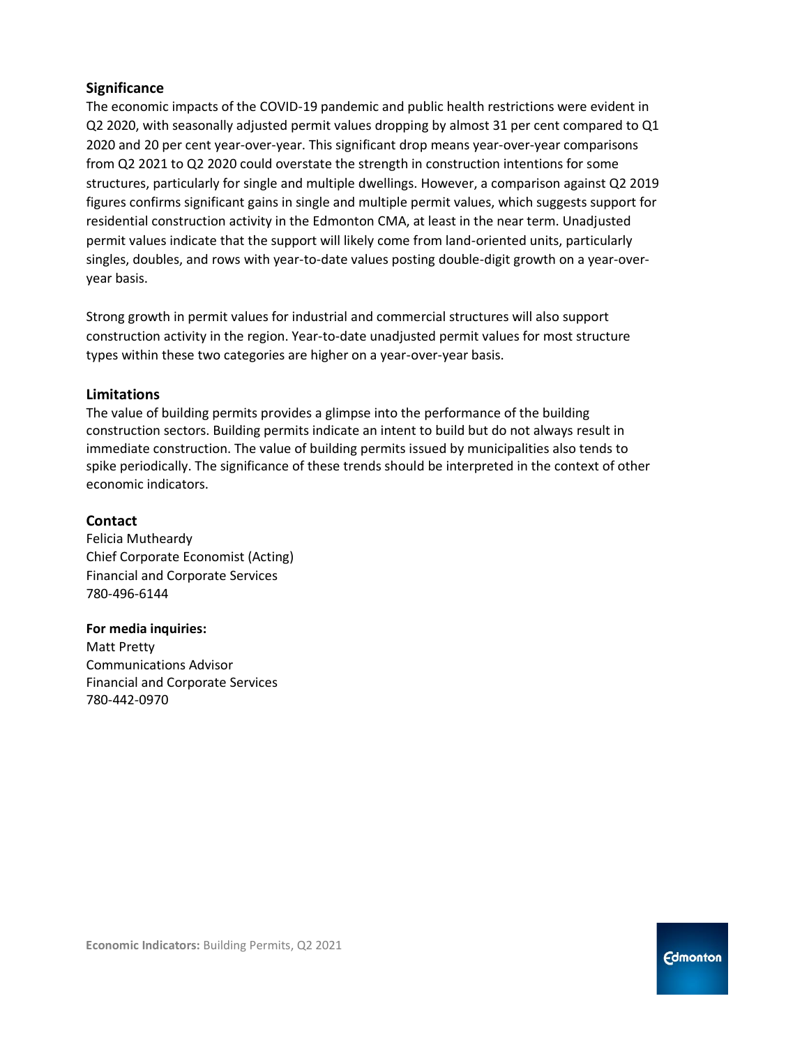## Significance

The economic impacts of the COVID-19 pandemic and public health restrictions were evident in Q2 2020, with seasonally adjusted permit values dropping by almost 31 per cent compared to Q1 2020 and 20 per cent year-over-year. This significant drop means year-over-year comparisons from Q2 2021 to Q2 2020 could overstate the strength in construction intentions for some structures, particularly for single and multiple dwellings. However, a comparison against Q2 2019 figures confirms significant gains in single and multiple permit values, which suggests support for residential construction activity in the Edmonton CMA, at least in the near term. Unadjusted permit values indicate that the support will likely come from land-oriented units, particularly singles, doubles, and rows with year-to-date values posting double-digit growth on a year-over-year basis.

Strong growth in permit values for industrial and commercial structures will also support construction activity in the region. Year-to-date unadjusted permit values for most structure types within these two categories are higher on a year-over-year basis.

## Limitations

The value of building permits provides a glimpse into the performance of the building construction sectors. Building permits indicate an intent to build but do not always result in immediate construction. The value of building permits issued by municipalities also tends to spike periodically. The significance of these trends should be interpreted in the context of other economic indicators.

## Contact

Felicia Mutheardy
Chief Corporate Economist (Acting)
Financial and Corporate Services
780-496-6144

**For media inquiries:**
Matt Pretty
Communications Advisor
Financial and Corporate Services
780-442-0970